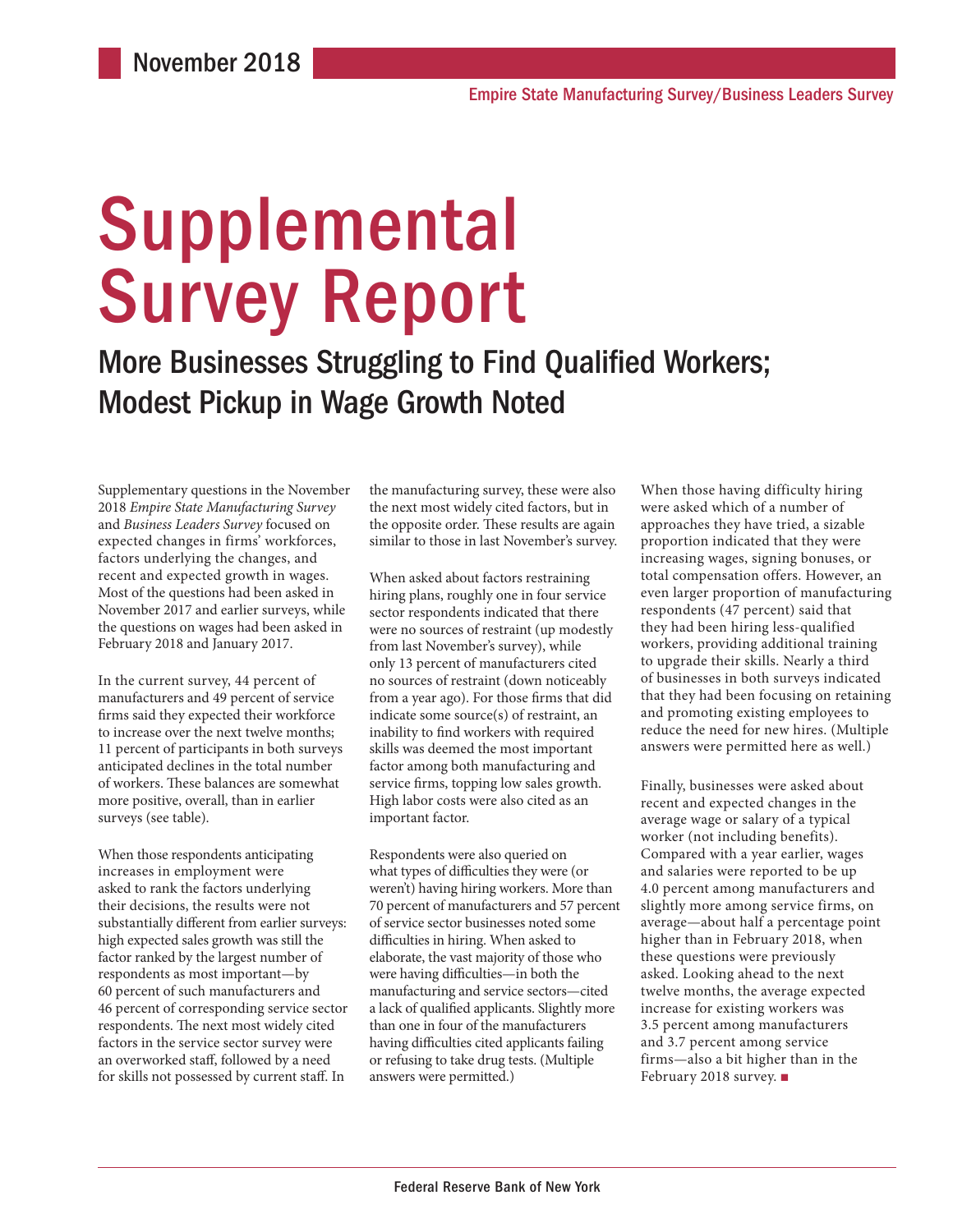November 2018

Empire State Manufacturing Survey/Business Leaders Survey

# Supplemental Survey Report

## More Businesses Struggling to Find Qualified Workers; Modest Pickup in Wage Growth Noted

Supplementary questions in the November 2018 *Empire State Manufacturing Survey* and *Business Leaders Survey* focused on expected changes in firms' workforces, factors underlying the changes, and recent and expected growth in wages. Most of the questions had been asked in November 2017 and earlier surveys, while the questions on wages had been asked in February 2018 and January 2017.

In the current survey, 44 percent of manufacturers and 49 percent of service firms said they expected their workforce to increase over the next twelve months; 11 percent of participants in both surveys anticipated declines in the total number of workers. These balances are somewhat more positive, overall, than in earlier surveys (see table).

When those respondents anticipating increases in employment were asked to rank the factors underlying their decisions, the results were not substantially different from earlier surveys: high expected sales growth was still the factor ranked by the largest number of respondents as most important—by 60 percent of such manufacturers and 46 percent of corresponding service sector respondents. The next most widely cited factors in the service sector survey were an overworked staff, followed by a need for skills not possessed by current staff. In the manufacturing survey, these were also the next most widely cited factors, but in the opposite order. These results are again similar to those in last November's survey.

When asked about factors restraining hiring plans, roughly one in four service sector respondents indicated that there were no sources of restraint (up modestly from last November's survey), while only 13 percent of manufacturers cited no sources of restraint (down noticeably from a year ago). For those firms that did indicate some source(s) of restraint, an inability to find workers with required skills was deemed the most important factor among both manufacturing and service firms, topping low sales growth. High labor costs were also cited as an important factor.

Respondents were also queried on what types of difficulties they were (or weren't) having hiring workers. More than 70 percent of manufacturers and 57 percent of service sector businesses noted some difficulties in hiring. When asked to elaborate, the vast majority of those who were having difficulties—in both the manufacturing and service sectors—cited a lack of qualified applicants. Slightly more than one in four of the manufacturers having difficulties cited applicants failing or refusing to take drug tests. (Multiple answers were permitted.)

When those having difficulty hiring were asked which of a number of approaches they have tried, a sizable proportion indicated that they were increasing wages, signing bonuses, or total compensation offers. However, an even larger proportion of manufacturing respondents (47 percent) said that they had been hiring less-qualified workers, providing additional training to upgrade their skills. Nearly a third of businesses in both surveys indicated that they had been focusing on retaining and promoting existing employees to reduce the need for new hires. (Multiple answers were permitted here as well.)

Finally, businesses were asked about recent and expected changes in the average wage or salary of a typical worker (not including benefits). Compared with a year earlier, wages and salaries were reported to be up 4.0 percent among manufacturers and slightly more among service firms, on average—about half a percentage point higher than in February 2018, when these questions were previously asked. Looking ahead to the next twelve months, the average expected increase for existing workers was 3.5 percent among manufacturers and 3.7 percent among service firms—also a bit higher than in the February 2018 survey. ■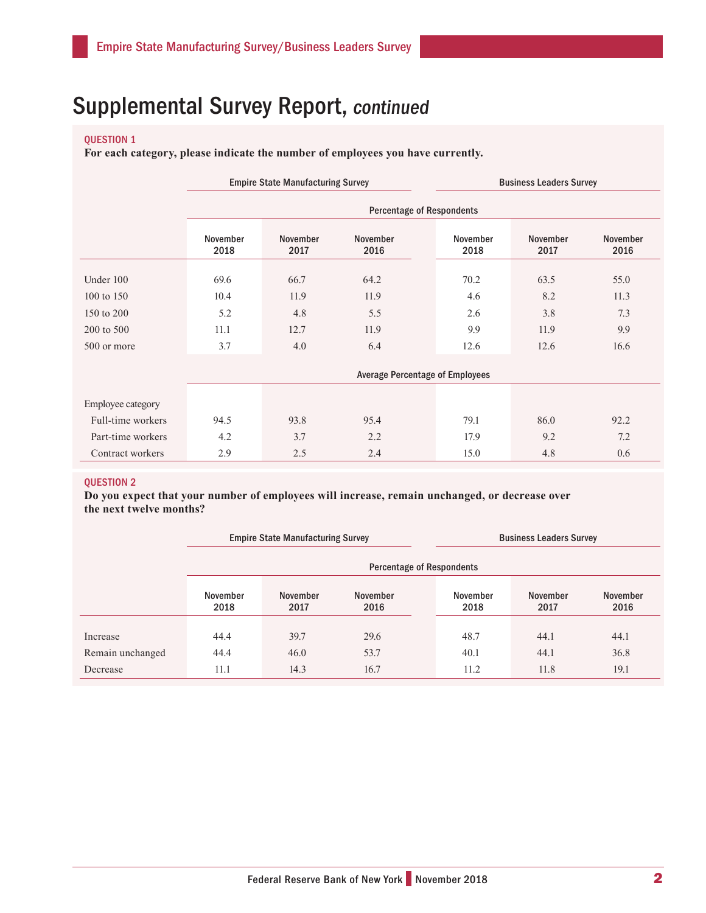# Supplemental Survey Report, *continued*

**QUESTION 1**

**For each category, please indicate the number of employees you have currently.**

| | Empire State Manufacturing Survey | | | Business Leaders Survey | | |
|---|---|---|---|---|---|---|
| | Percentage of Respondents | | | | | |
| | November 2018 | November 2017 | November 2016 | November 2018 | November 2017 | November 2016 |
| Under 100 | 69.6 | 66.7 | 64.2 | 70.2 | 63.5 | 55.0 |
| 100 to 150 | 10.4 | 11.9 | 11.9 | 4.6 | 8.2 | 11.3 |
| 150 to 200 | 5.2 | 4.8 | 5.5 | 2.6 | 3.8 | 7.3 |
| 200 to 500 | 11.1 | 12.7 | 11.9 | 9.9 | 11.9 | 9.9 |
| 500 or more | 3.7 | 4.0 | 6.4 | 12.6 | 12.6 | 16.6 |
| | Average Percentage of Employees | | | | | |
| Employee category | | | | | | |
| Full-time workers | 94.5 | 93.8 | 95.4 | 79.1 | 86.0 | 92.2 |
| Part-time workers | 4.2 | 3.7 | 2.2 | 17.9 | 9.2 | 7.2 |
| Contract workers | 2.9 | 2.5 | 2.4 | 15.0 | 4.8 | 0.6 |

**QUESTION 2**

**Do you expect that your number of employees will increase, remain unchanged, or decrease over the next twelve months?**

| | Empire State Manufacturing Survey | | | Business Leaders Survey | | |
|---|---|---|---|---|---|---|
| | Percentage of Respondents | | | | | |
| | November 2018 | November 2017 | November 2016 | November 2018 | November 2017 | November 2016 |
| Increase | 44.4 | 39.7 | 29.6 | 48.7 | 44.1 | 44.1 |
| Remain unchanged | 44.4 | 46.0 | 53.7 | 40.1 | 44.1 | 36.8 |
| Decrease | 11.1 | 14.3 | 16.7 | 11.2 | 11.8 | 19.1 |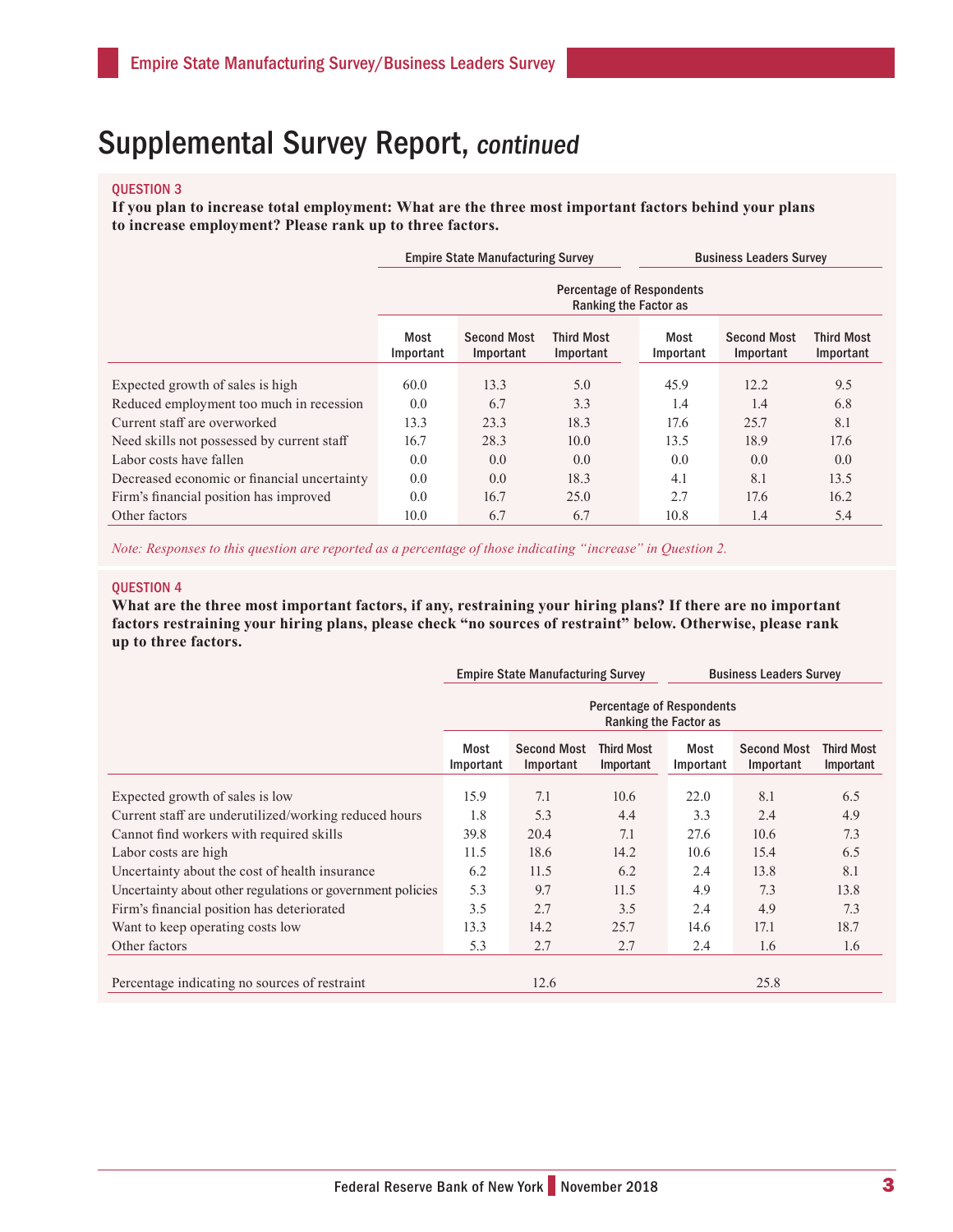# Supplemental Survey Report, *continued*

### QUESTION 3

**If you plan to increase total employment: What are the three most important factors behind your plans to increase employment? Please rank up to three factors.**

| | Empire State Manufacturing Survey | | | Business Leaders Survey | | |
|---|---|---|---|---|---|---|
| | Percentage of Respondents Ranking the Factor as | | | | | |
| | Most Important | Second Most Important | Third Most Important | Most Important | Second Most Important | Third Most Important |
| Expected growth of sales is high | 60.0 | 13.3 | 5.0 | 45.9 | 12.2 | 9.5 |
| Reduced employment too much in recession | 0.0 | 6.7 | 3.3 | 1.4 | 1.4 | 6.8 |
| Current staff are overworked | 13.3 | 23.3 | 18.3 | 17.6 | 25.7 | 8.1 |
| Need skills not possessed by current staff | 16.7 | 28.3 | 10.0 | 13.5 | 18.9 | 17.6 |
| Labor costs have fallen | 0.0 | 0.0 | 0.0 | 0.0 | 0.0 | 0.0 |
| Decreased economic or financial uncertainty | 0.0 | 0.0 | 18.3 | 4.1 | 8.1 | 13.5 |
| Firm's financial position has improved | 0.0 | 16.7 | 25.0 | 2.7 | 17.6 | 16.2 |
| Other factors | 10.0 | 6.7 | 6.7 | 10.8 | 1.4 | 5.4 |

*Note: Responses to this question are reported as a percentage of those indicating "increase" in Question 2.*

### QUESTION 4

**What are the three most important factors, if any, restraining your hiring plans? If there are no important factors restraining your hiring plans, please check "no sources of restraint" below. Otherwise, please rank up to three factors.**

| | Empire State Manufacturing Survey | | | Business Leaders Survey | | |
|---|---|---|---|---|---|---|
| | Percentage of Respondents Ranking the Factor as | | | | | |
| | Most Important | Second Most Important | Third Most Important | Most Important | Second Most Important | Third Most Important |
| Expected growth of sales is low | 15.9 | 7.1 | 10.6 | 22.0 | 8.1 | 6.5 |
| Current staff are underutilized/working reduced hours | 1.8 | 5.3 | 4.4 | 3.3 | 2.4 | 4.9 |
| Cannot find workers with required skills | 39.8 | 20.4 | 7.1 | 27.6 | 10.6 | 7.3 |
| Labor costs are high | 11.5 | 18.6 | 14.2 | 10.6 | 15.4 | 6.5 |
| Uncertainty about the cost of health insurance | 6.2 | 11.5 | 6.2 | 2.4 | 13.8 | 8.1 |
| Uncertainty about other regulations or government policies | 5.3 | 9.7 | 11.5 | 4.9 | 7.3 | 13.8 |
| Firm's financial position has deteriorated | 3.5 | 2.7 | 3.5 | 2.4 | 4.9 | 7.3 |
| Want to keep operating costs low | 13.3 | 14.2 | 25.7 | 14.6 | 17.1 | 18.7 |
| Other factors | 5.3 | 2.7 | 2.7 | 2.4 | 1.6 | 1.6 |
| Percentage indicating no sources of restraint | | 12.6 | | | 25.8 | |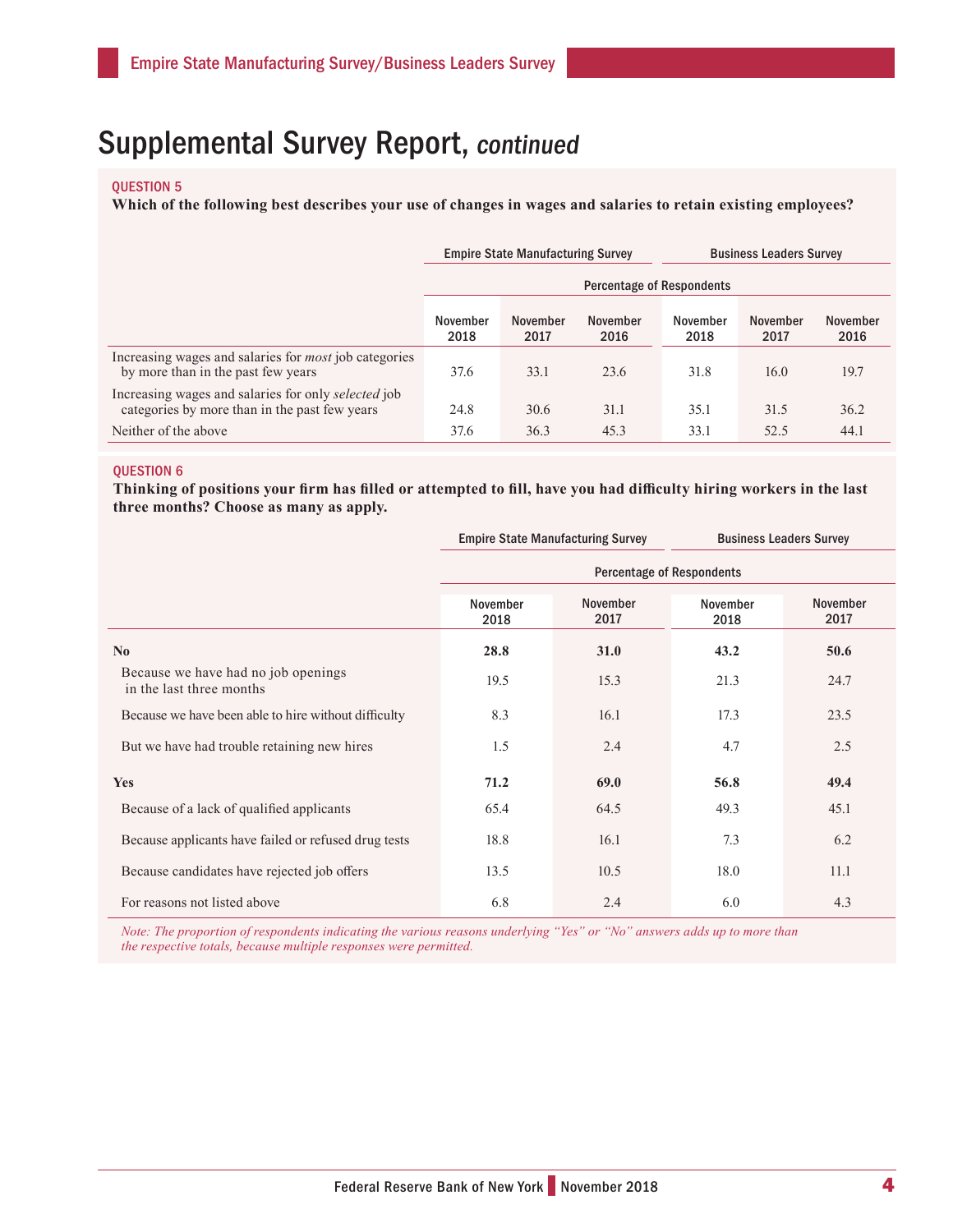# Supplemental Survey Report, *continued*

**QUESTION 5**

**Which of the following best describes your use of changes in wages and salaries to retain existing employees?**

| | Empire State Manufacturing Survey | | | Business Leaders Survey | | |
|---|---|---|---|---|---|---|
| | Percentage of Respondents | | | | | |
| | November 2018 | November 2017 | November 2016 | November 2018 | November 2017 | November 2016 |
| Increasing wages and salaries for *most* job categories by more than in the past few years | 37.6 | 33.1 | 23.6 | 31.8 | 16.0 | 19.7 |
| Increasing wages and salaries for only *selected* job categories by more than in the past few years | 24.8 | 30.6 | 31.1 | 35.1 | 31.5 | 36.2 |
| Neither of the above | 37.6 | 36.3 | 45.3 | 33.1 | 52.5 | 44.1 |

**QUESTION 6**

**Thinking of positions your firm has filled or attempted to fill, have you had difficulty hiring workers in the last three months? Choose as many as apply.**

| | Empire State Manufacturing Survey | | Business Leaders Survey | |
|---|---|---|---|---|
| | Percentage of Respondents | | | |
| | November 2018 | November 2017 | November 2018 | November 2017 |
| **No** | **28.8** | **31.0** | **43.2** | **50.6** |
| Because we have had no job openings in the last three months | 19.5 | 15.3 | 21.3 | 24.7 |
| Because we have been able to hire without difficulty | 8.3 | 16.1 | 17.3 | 23.5 |
| But we have had trouble retaining new hires | 1.5 | 2.4 | 4.7 | 2.5 |
| **Yes** | **71.2** | **69.0** | **56.8** | **49.4** |
| Because of a lack of qualified applicants | 65.4 | 64.5 | 49.3 | 45.1 |
| Because applicants have failed or refused drug tests | 18.8 | 16.1 | 7.3 | 6.2 |
| Because candidates have rejected job offers | 13.5 | 10.5 | 18.0 | 11.1 |
| For reasons not listed above | 6.8 | 2.4 | 6.0 | 4.3 |

*Note: The proportion of respondents indicating the various reasons underlying "Yes" or "No" answers adds up to more than the respective totals, because multiple responses were permitted.*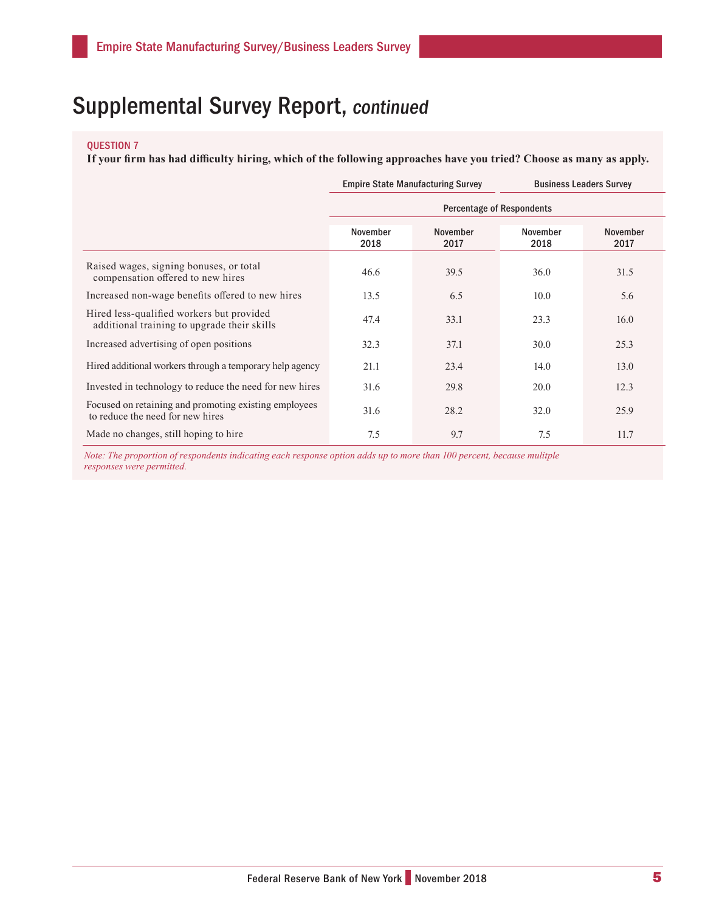# Supplemental Survey Report, *continued*

**QUESTION 7**

**If your firm has had difficulty hiring, which of the following approaches have you tried? Choose as many as apply.**

| | Empire State Manufacturing Survey | | Business Leaders Survey | |
|---|---|---|---|---|
| | Percentage of Respondents | | | |
| | November 2018 | November 2017 | November 2018 | November 2017 |
| Raised wages, signing bonuses, or total compensation offered to new hires | 46.6 | 39.5 | 36.0 | 31.5 |
| Increased non-wage benefits offered to new hires | 13.5 | 6.5 | 10.0 | 5.6 |
| Hired less-qualified workers but provided additional training to upgrade their skills | 47.4 | 33.1 | 23.3 | 16.0 |
| Increased advertising of open positions | 32.3 | 37.1 | 30.0 | 25.3 |
| Hired additional workers through a temporary help agency | 21.1 | 23.4 | 14.0 | 13.0 |
| Invested in technology to reduce the need for new hires | 31.6 | 29.8 | 20.0 | 12.3 |
| Focused on retaining and promoting existing employees to reduce the need for new hires | 31.6 | 28.2 | 32.0 | 25.9 |
| Made no changes, still hoping to hire | 7.5 | 9.7 | 7.5 | 11.7 |

*Note: The proportion of respondents indicating each response option adds up to more than 100 percent, because mulitple responses were permitted.*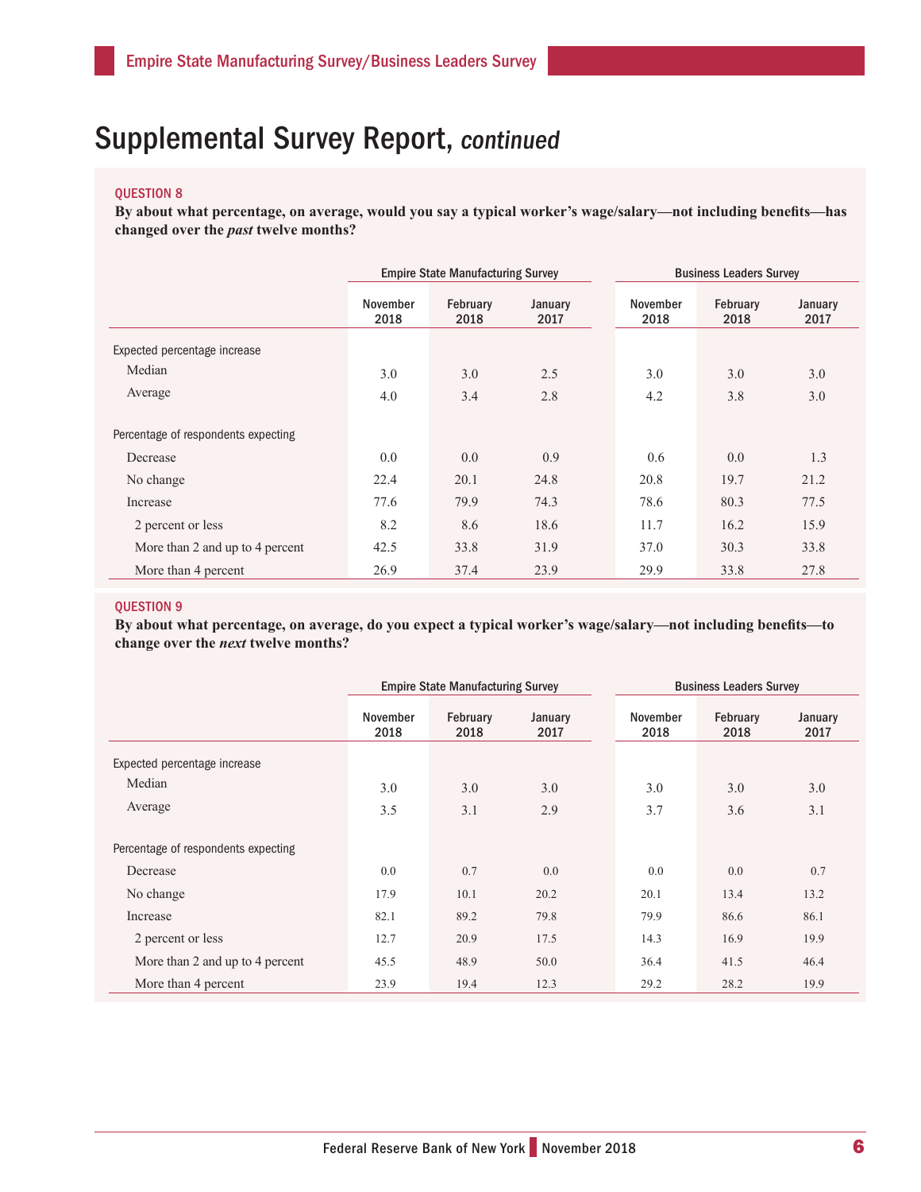# Supplemental Survey Report, *continued*

### QUESTION 8

**By about what percentage, on average, would you say a typical worker's wage/salary—not including benefits—has changed over the *past* twelve months?**

| | Empire State Manufacturing Survey | | | Business Leaders Survey | | |
|---|---|---|---|---|---|---|
| | November 2018 | February 2018 | January 2017 | November 2018 | February 2018 | January 2017 |
| Expected percentage increase | | | | | | |
| Median | 3.0 | 3.0 | 2.5 | 3.0 | 3.0 | 3.0 |
| Average | 4.0 | 3.4 | 2.8 | 4.2 | 3.8 | 3.0 |
| Percentage of respondents expecting | | | | | | |
| Decrease | 0.0 | 0.0 | 0.9 | 0.6 | 0.0 | 1.3 |
| No change | 22.4 | 20.1 | 24.8 | 20.8 | 19.7 | 21.2 |
| Increase | 77.6 | 79.9 | 74.3 | 78.6 | 80.3 | 77.5 |
| 2 percent or less | 8.2 | 8.6 | 18.6 | 11.7 | 16.2 | 15.9 |
| More than 2 and up to 4 percent | 42.5 | 33.8 | 31.9 | 37.0 | 30.3 | 33.8 |
| More than 4 percent | 26.9 | 37.4 | 23.9 | 29.9 | 33.8 | 27.8 |

### QUESTION 9

**By about what percentage, on average, do you expect a typical worker's wage/salary—not including benefits—to change over the *next* twelve months?**

| | Empire State Manufacturing Survey | | | Business Leaders Survey | | |
|---|---|---|---|---|---|---|
| | November 2018 | February 2018 | January 2017 | November 2018 | February 2018 | January 2017 |
| Expected percentage increase | | | | | | |
| Median | 3.0 | 3.0 | 3.0 | 3.0 | 3.0 | 3.0 |
| Average | 3.5 | 3.1 | 2.9 | 3.7 | 3.6 | 3.1 |
| Percentage of respondents expecting | | | | | | |
| Decrease | 0.0 | 0.7 | 0.0 | 0.0 | 0.0 | 0.7 |
| No change | 17.9 | 10.1 | 20.2 | 20.1 | 13.4 | 13.2 |
| Increase | 82.1 | 89.2 | 79.8 | 79.9 | 86.6 | 86.1 |
| 2 percent or less | 12.7 | 20.9 | 17.5 | 14.3 | 16.9 | 19.9 |
| More than 2 and up to 4 percent | 45.5 | 48.9 | 50.0 | 36.4 | 41.5 | 46.4 |
| More than 4 percent | 23.9 | 19.4 | 12.3 | 29.2 | 28.2 | 19.9 |